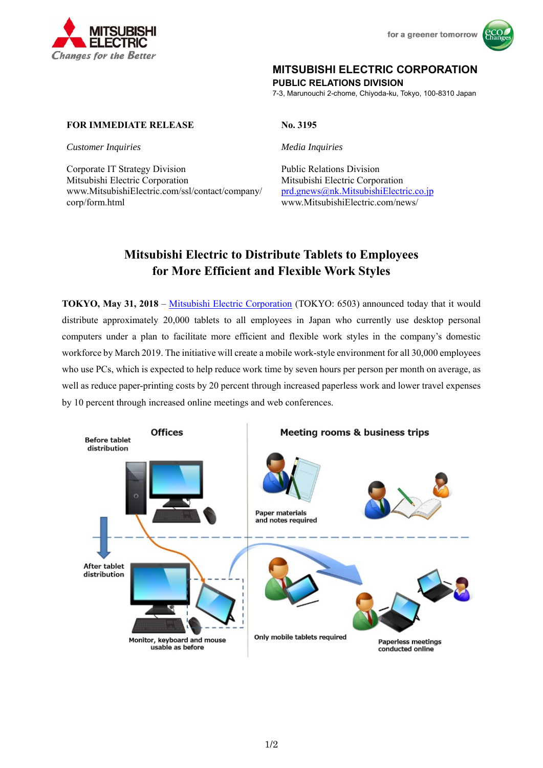MITSUBISHI ELECTRIC

*Changes for the Better*

for a greener tomorrow

**MITSUBISHI ELECTRIC CORPORATION**
**PUBLIC RELATIONS DIVISION**
7-3, Marunouchi 2-chome, Chiyoda-ku, Tokyo, 100-8310 Japan

**FOR IMMEDIATE RELEASE**

**No. 3195**

*Customer Inquiries*

Corporate IT Strategy Division
Mitsubishi Electric Corporation
www.MitsubishiElectric.com/ssl/contact/company/corp/form.html

*Media Inquiries*

Public Relations Division
Mitsubishi Electric Corporation
prd.gnews@nk.MitsubishiElectric.co.jp
www.MitsubishiElectric.com/news/

# Mitsubishi Electric to Distribute Tablets to Employees for More Efficient and Flexible Work Styles

**TOKYO, May 31, 2018** – Mitsubishi Electric Corporation (TOKYO: 6503) announced today that it would distribute approximately 20,000 tablets to all employees in Japan who currently use desktop personal computers under a plan to facilitate more efficient and flexible work styles in the company's domestic workforce by March 2019. The initiative will create a mobile work-style environment for all 30,000 employees who use PCs, which is expected to help reduce work time by seven hours per person per month on average, as well as reduce paper-printing costs by 20 percent through increased paperless work and lower travel expenses by 10 percent through increased online meetings and web conferences.

Offices | Meeting rooms & business trips

Before tablet distribution

Paper materials and notes required

After tablet distribution

Monitor, keyboard and mouse usable as before

Only mobile tablets required

Paperless meetings conducted online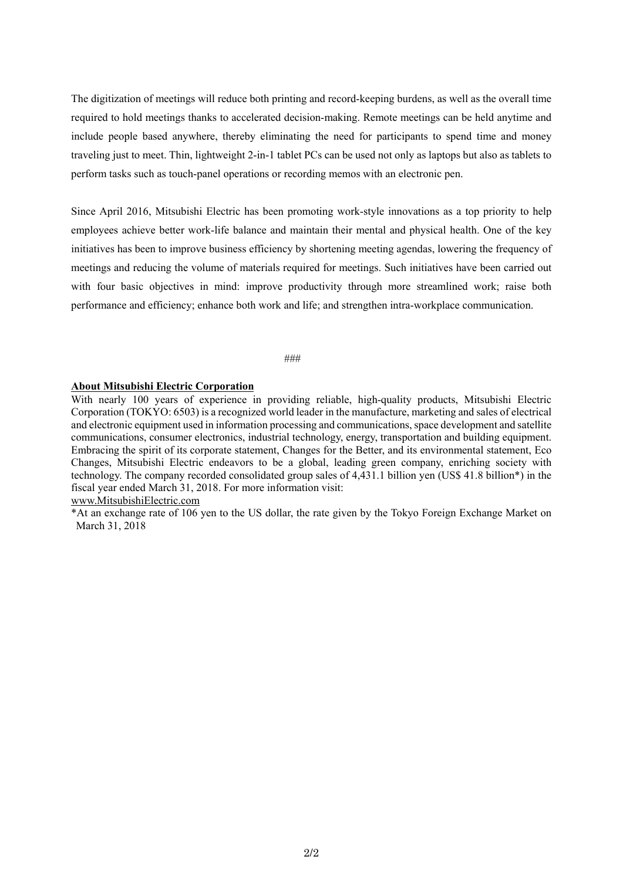The digitization of meetings will reduce both printing and record-keeping burdens, as well as the overall time required to hold meetings thanks to accelerated decision-making. Remote meetings can be held anytime and include people based anywhere, thereby eliminating the need for participants to spend time and money traveling just to meet. Thin, lightweight 2-in-1 tablet PCs can be used not only as laptops but also as tablets to perform tasks such as touch-panel operations or recording memos with an electronic pen.

Since April 2016, Mitsubishi Electric has been promoting work-style innovations as a top priority to help employees achieve better work-life balance and maintain their mental and physical health. One of the key initiatives has been to improve business efficiency by shortening meeting agendas, lowering the frequency of meetings and reducing the volume of materials required for meetings. Such initiatives have been carried out with four basic objectives in mind: improve productivity through more streamlined work; raise both performance and efficiency; enhance both work and life; and strengthen intra-workplace communication.

###

**About Mitsubishi Electric Corporation**

With nearly 100 years of experience in providing reliable, high-quality products, Mitsubishi Electric Corporation (TOKYO: 6503) is a recognized world leader in the manufacture, marketing and sales of electrical and electronic equipment used in information processing and communications, space development and satellite communications, consumer electronics, industrial technology, energy, transportation and building equipment. Embracing the spirit of its corporate statement, Changes for the Better, and its environmental statement, Eco Changes, Mitsubishi Electric endeavors to be a global, leading green company, enriching society with technology. The company recorded consolidated group sales of 4,431.1 billion yen (US$ 41.8 billion*) in the fiscal year ended March 31, 2018. For more information visit:
www.MitsubishiElectric.com

*At an exchange rate of 106 yen to the US dollar, the rate given by the Tokyo Foreign Exchange Market on March 31, 2018